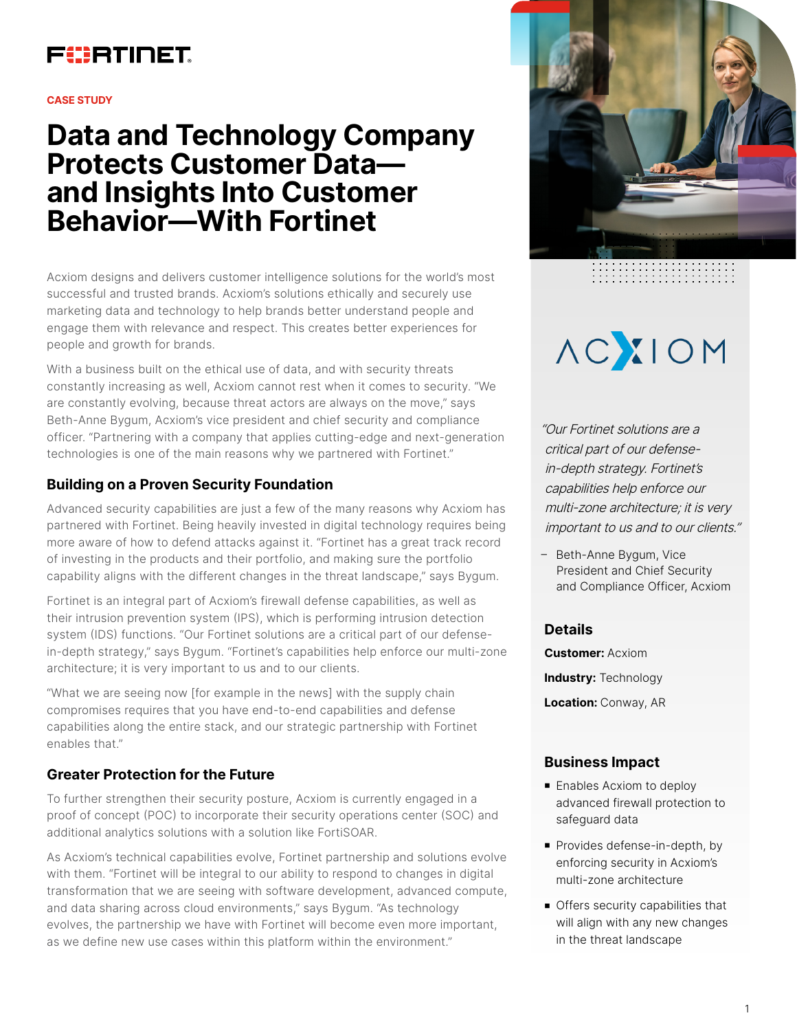CASE STUDY

# Data and Technology Company Protects Customer Data—and Insights Into Customer Behavior—With Fortinet

Acxiom designs and delivers customer intelligence solutions for the world's most successful and trusted brands. Acxiom's solutions ethically and securely use marketing data and technology to help brands better understand people and engage them with relevance and respect. This creates better experiences for people and growth for brands.

With a business built on the ethical use of data, and with security threats constantly increasing as well, Acxiom cannot rest when it comes to security. "We are constantly evolving, because threat actors are always on the move," says Beth-Anne Bygum, Acxiom's vice president and chief security and compliance officer. "Partnering with a company that applies cutting-edge and next-generation technologies is one of the main reasons why we partnered with Fortinet."

## Building on a Proven Security Foundation

Advanced security capabilities are just a few of the many reasons why Acxiom has partnered with Fortinet. Being heavily invested in digital technology requires being more aware of how to defend attacks against it. "Fortinet has a great track record of investing in the products and their portfolio, and making sure the portfolio capability aligns with the different changes in the threat landscape," says Bygum.

Fortinet is an integral part of Acxiom's firewall defense capabilities, as well as their intrusion prevention system (IPS), which is performing intrusion detection system (IDS) functions. "Our Fortinet solutions are a critical part of our defense-in-depth strategy," says Bygum. "Fortinet's capabilities help enforce our multi-zone architecture; it is very important to us and to our clients.

"What we are seeing now [for example in the news] with the supply chain compromises requires that you have end-to-end capabilities and defense capabilities along the entire stack, and our strategic partnership with Fortinet enables that."

## Greater Protection for the Future

To further strengthen their security posture, Acxiom is currently engaged in a proof of concept (POC) to incorporate their security operations center (SOC) and additional analytics solutions with a solution like FortiSOAR.

As Acxiom's technical capabilities evolve, Fortinet partnership and solutions evolve with them. "Fortinet will be integral to our ability to respond to changes in digital transformation that we are seeing with software development, advanced compute, and data sharing across cloud environments," says Bygum. "As technology evolves, the partnership we have with Fortinet will become even more important, as we define new use cases within this platform within the environment."

*"Our Fortinet solutions are a critical part of our defense-in-depth strategy. Fortinet's capabilities help enforce our multi-zone architecture; it is very important to us and to our clients."*

– Beth-Anne Bygum, Vice President and Chief Security and Compliance Officer, Acxiom

### Details

**Customer:** Acxiom

**Industry:** Technology

**Location:** Conway, AR

### Business Impact

- Enables Acxiom to deploy advanced firewall protection to safeguard data
- Provides defense-in-depth, by enforcing security in Acxiom's multi-zone architecture
- Offers security capabilities that will align with any new changes in the threat landscape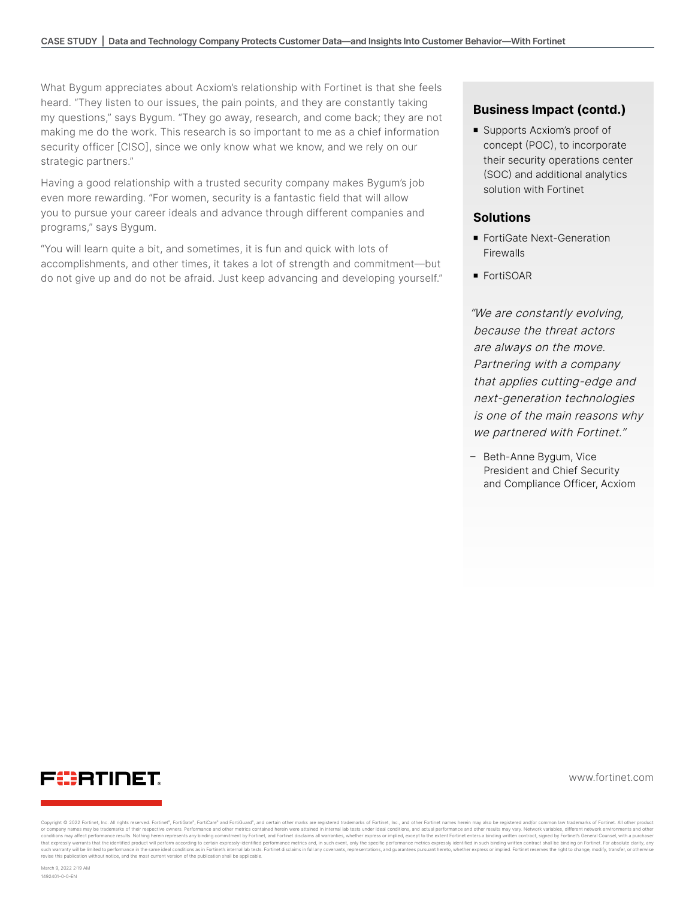What Bygum appreciates about Acxiom's relationship with Fortinet is that she feels heard. "They listen to our issues, the pain points, and they are constantly taking my questions," says Bygum. "They go away, research, and come back; they are not making me do the work. This research is so important to me as a chief information security officer [CISO], since we only know what we know, and we rely on our strategic partners."

Having a good relationship with a trusted security company makes Bygum's job even more rewarding. "For women, security is a fantastic field that will allow you to pursue your career ideals and advance through different companies and programs," says Bygum.

"You will learn quite a bit, and sometimes, it is fun and quick with lots of accomplishments, and other times, it takes a lot of strength and commitment—but do not give up and do not be afraid. Just keep advancing and developing yourself."

## Business Impact (contd.)

- Supports Acxiom's proof of concept (POC), to incorporate their security operations center (SOC) and additional analytics solution with Fortinet

## Solutions

- FortiGate Next-Generation Firewalls
- FortiSOAR

*"We are constantly evolving, because the threat actors are always on the move. Partnering with a company that applies cutting-edge and next-generation technologies is one of the main reasons why we partnered with Fortinet."*

– Beth-Anne Bygum, Vice President and Chief Security and Compliance Officer, Acxiom

www.fortinet.com

Copyright © 2022 Fortinet, Inc. All rights reserved. Fortinet®, FortiGate®, FortiCare® and FortiGuard®, and certain other marks are registered trademarks of Fortinet, Inc., and other Fortinet names herein may also be registered and/or common law trademarks of Fortinet. All other product or company names may be trademarks of their respective owners. Performance and other metrics contained herein were attained in internal lab tests under ideal conditions, and actual performance and other results may vary. Network variables, different network environments and other conditions may affect performance results. Nothing herein represents any binding commitment by Fortinet, and Fortinet disclaims all warranties, whether express or implied, except to the extent Fortinet enters a binding written contract, signed by Fortinet's General Counsel, with a purchaser that expressly warrants that the identified product will perform according to certain expressly-identified performance metrics and, in such event, only the specific performance metrics expressly identified in such binding written contract shall be binding on Fortinet. For absolute clarity, any such warranty will be limited to performance in the same ideal conditions as in Fortinet's internal lab tests. Fortinet disclaims in full any covenants, representations, and guarantees pursuant hereto, whether express or implied. Fortinet reserves the right to change, modify, transfer, or otherwise revise this publication without notice, and the most current version of the publication shall be applicable.

March 9, 2022 2:19 AM
1492401-0-0-EN